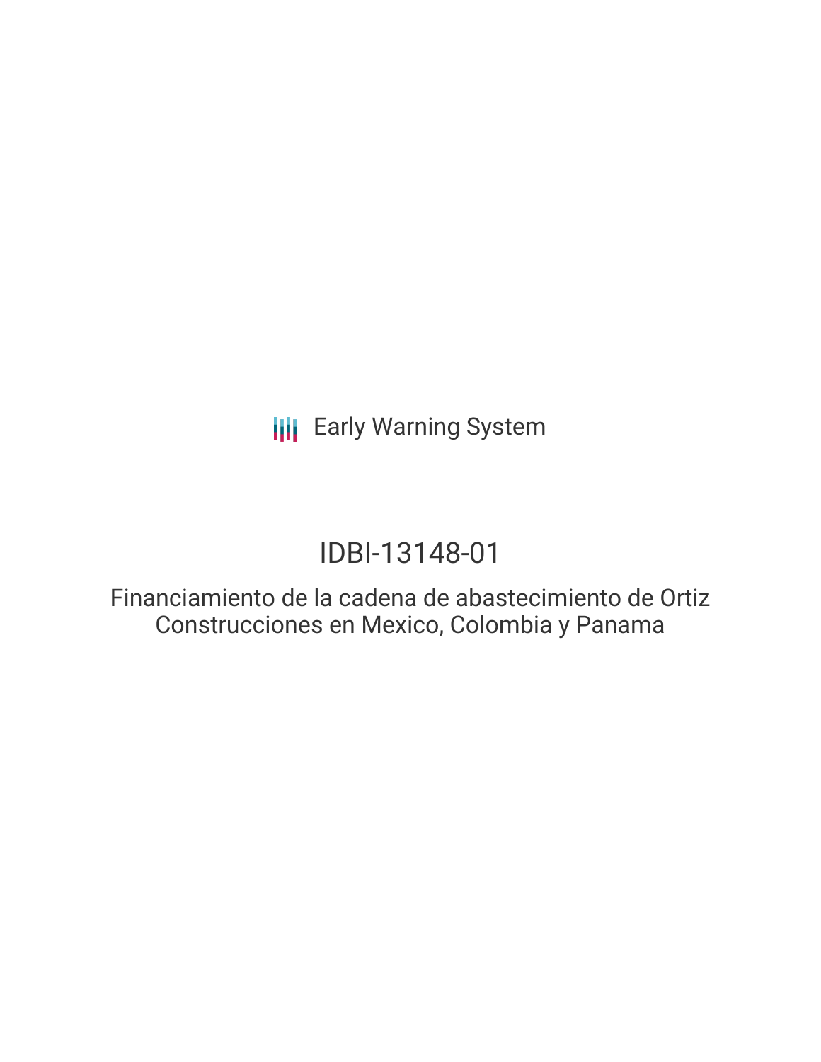Early Warning System

# IDBI-13148-01

## Financiamiento de la cadena de abastecimiento de Ortiz Construcciones en Mexico, Colombia y Panama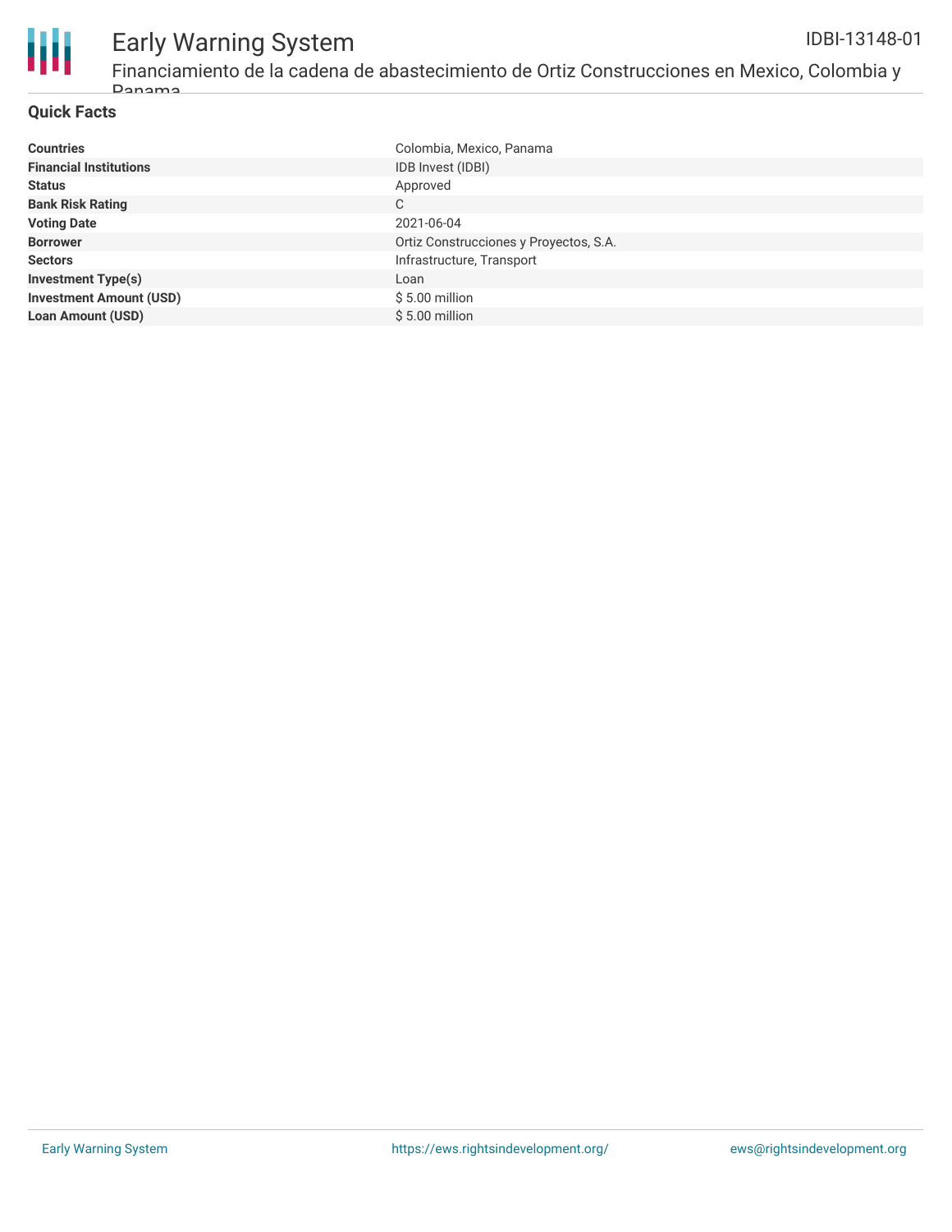## Quick Facts

| | |
|---|---|
| **Countries** | Colombia, Mexico, Panama |
| **Financial Institutions** | IDB Invest (IDBI) |
| **Status** | Approved |
| **Bank Risk Rating** | C |
| **Voting Date** | 2021-06-04 |
| **Borrower** | Ortiz Construcciones y Proyectos, S.A. |
| **Sectors** | Infrastructure, Transport |
| **Investment Type(s)** | Loan |
| **Investment Amount (USD)** | $ 5.00 million |
| **Loan Amount (USD)** | $ 5.00 million |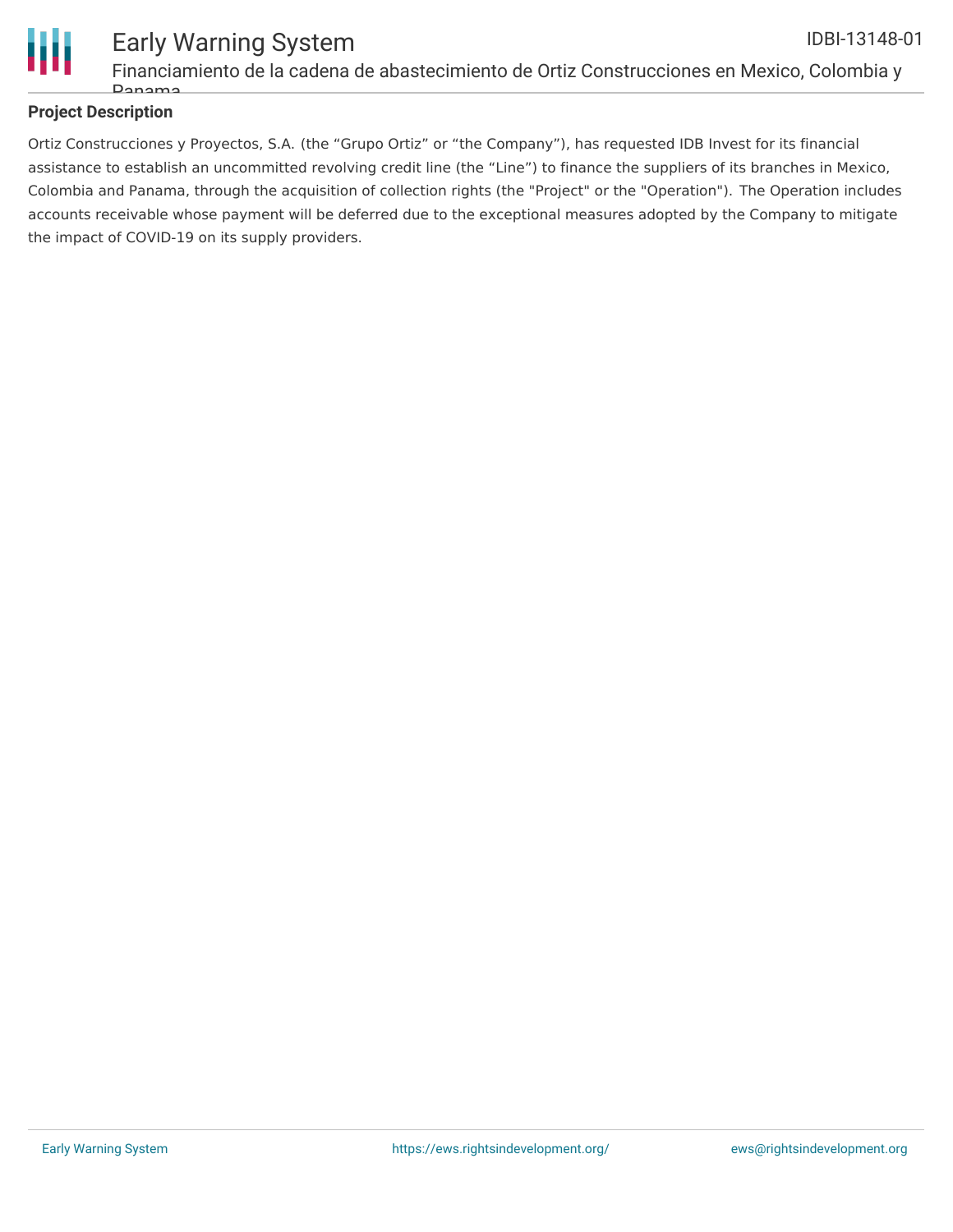## Project Description

Ortiz Construcciones y Proyectos, S.A. (the "Grupo Ortiz" or "the Company"), has requested IDB Invest for its financial assistance to establish an uncommitted revolving credit line (the "Line") to finance the suppliers of its branches in Mexico, Colombia and Panama, through the acquisition of collection rights (the "Project" or the "Operation"). The Operation includes accounts receivable whose payment will be deferred due to the exceptional measures adopted by the Company to mitigate the impact of COVID-19 on its supply providers.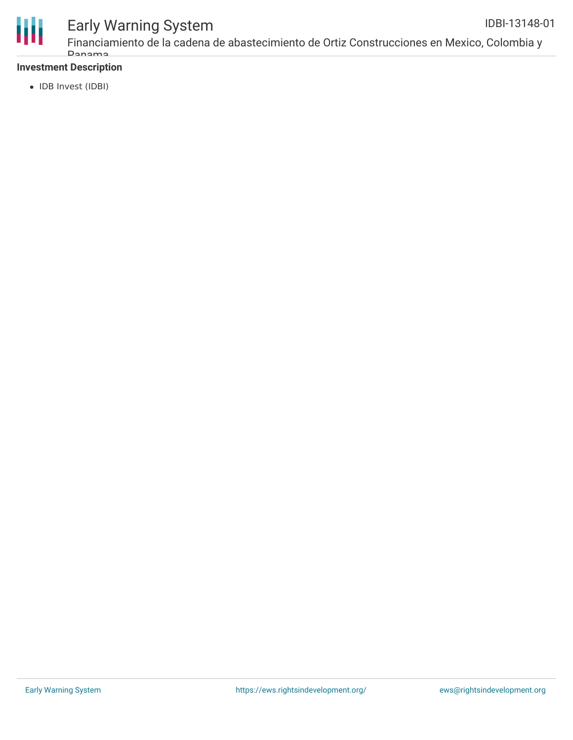**Investment Description**

- IDB Invest (IDBI)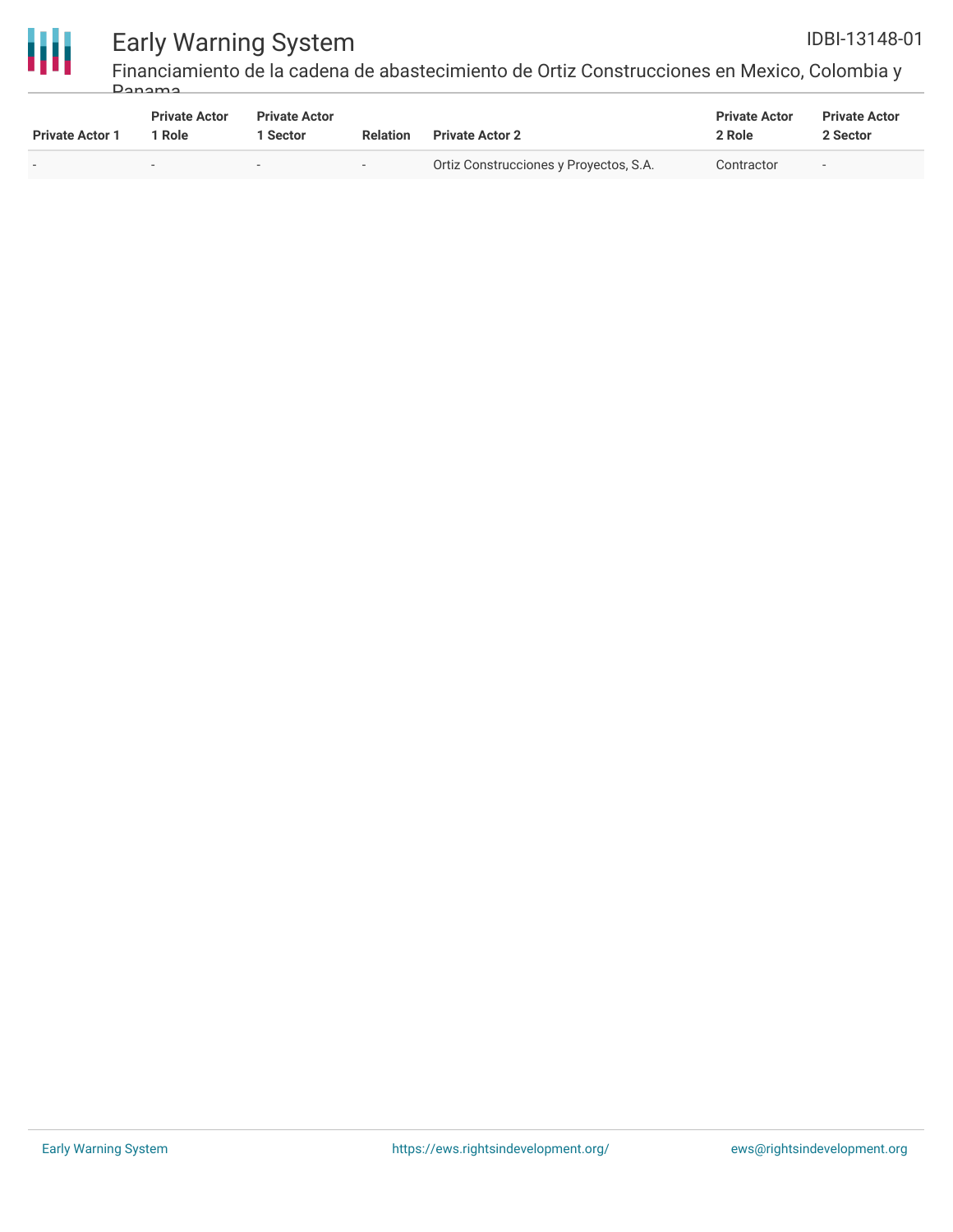| Private Actor 1 | Private Actor 1 Role | Private Actor 1 Sector | Relation | Private Actor 2 | Private Actor 2 Role | Private Actor 2 Sector |
|---|---|---|---|---|---|---|
| - | - | - | - | Ortiz Construcciones y Proyectos, S.A. | Contractor | - |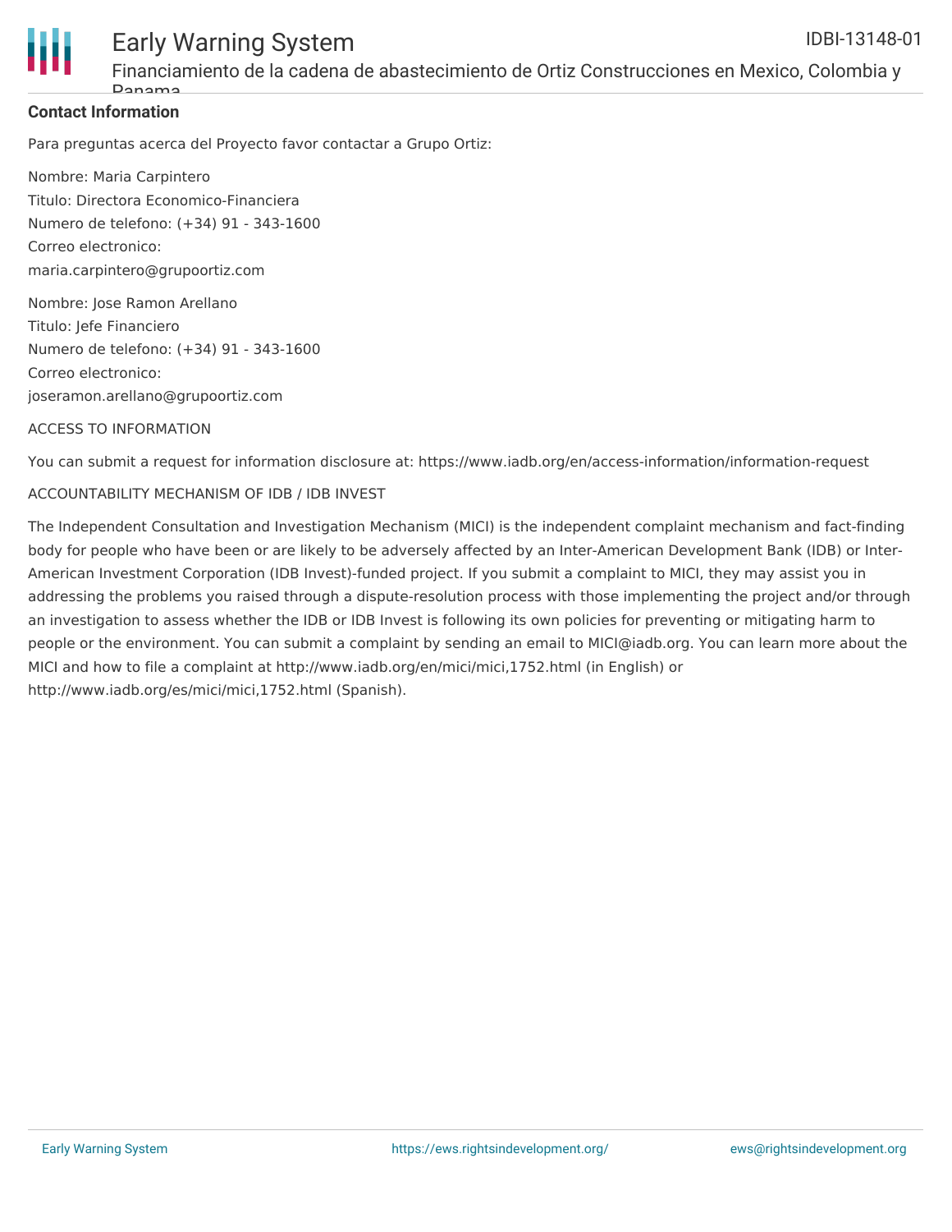**Contact Information**

Para preguntas acerca del Proyecto favor contactar a Grupo Ortiz:

Nombre: Maria Carpintero
Titulo: Directora Economico-Financiera
Numero de telefono: (+34) 91 - 343-1600
Correo electronico:
maria.carpintero@grupoortiz.com

Nombre: Jose Ramon Arellano
Titulo: Jefe Financiero
Numero de telefono: (+34) 91 - 343-1600
Correo electronico:
joseramon.arellano@grupoortiz.com

ACCESS TO INFORMATION

You can submit a request for information disclosure at: https://www.iadb.org/en/access-information/information-request

ACCOUNTABILITY MECHANISM OF IDB / IDB INVEST

The Independent Consultation and Investigation Mechanism (MICI) is the independent complaint mechanism and fact-finding body for people who have been or are likely to be adversely affected by an Inter-American Development Bank (IDB) or Inter-American Investment Corporation (IDB Invest)-funded project. If you submit a complaint to MICI, they may assist you in addressing the problems you raised through a dispute-resolution process with those implementing the project and/or through an investigation to assess whether the IDB or IDB Invest is following its own policies for preventing or mitigating harm to people or the environment. You can submit a complaint by sending an email to MICI@iadb.org. You can learn more about the MICI and how to file a complaint at http://www.iadb.org/en/mici/mici,1752.html (in English) or http://www.iadb.org/es/mici/mici,1752.html (Spanish).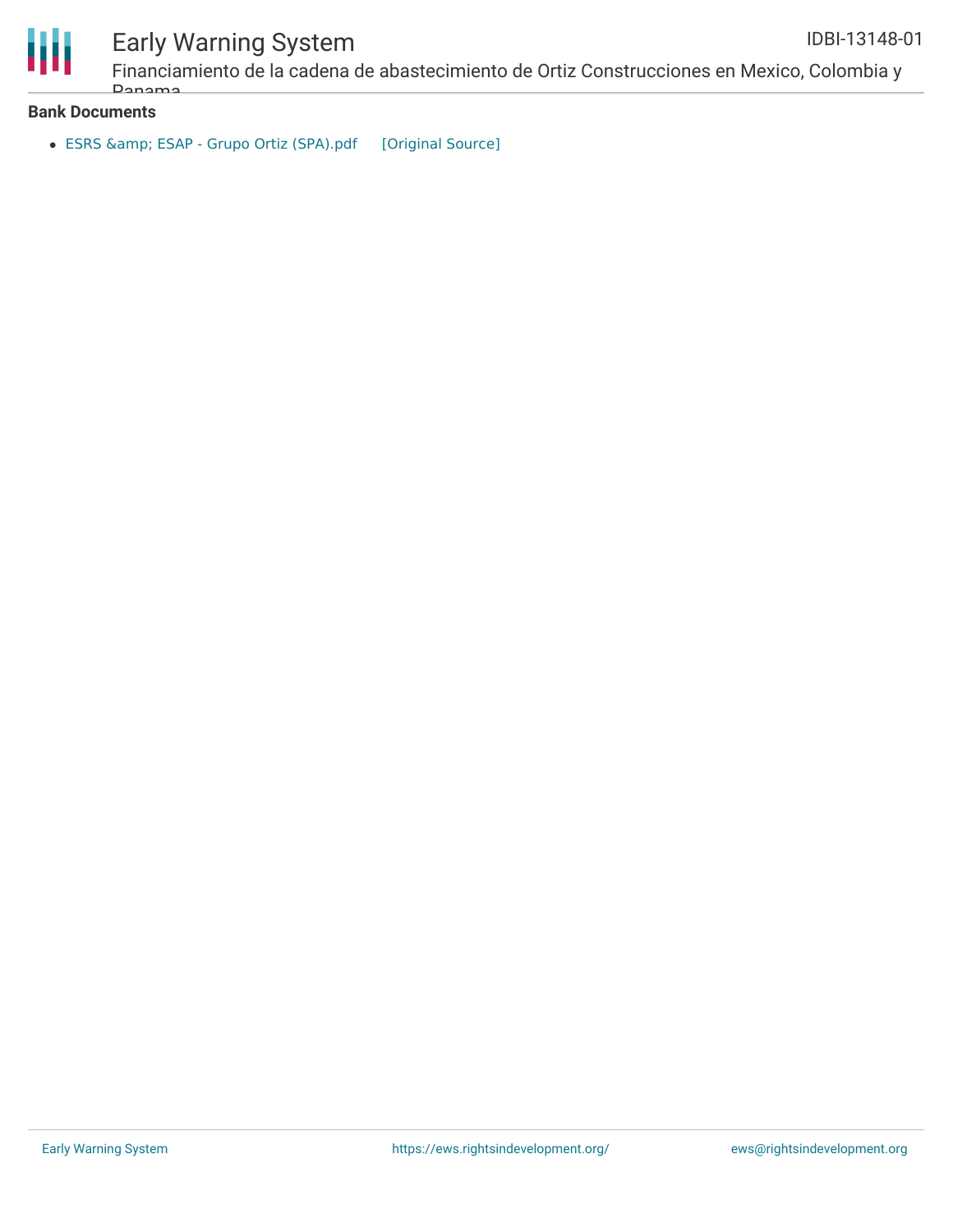**Bank Documents**

- ESRS &amp; ESAP - Grupo Ortiz (SPA).pdf [Original Source]